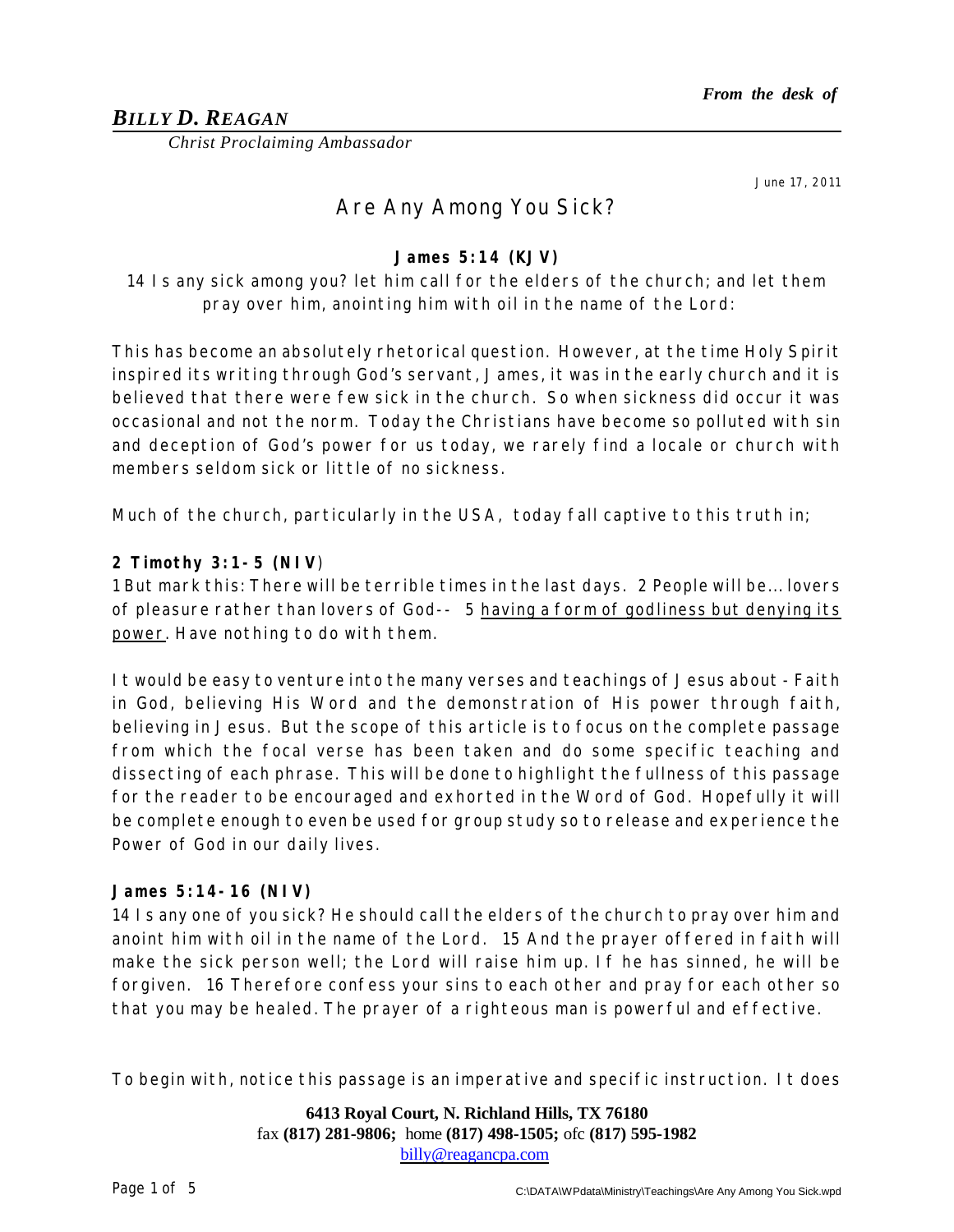*From the desk of*

***BILLY D. REAGAN***

*Christ Proclaiming Ambassador*

June 17, 2011

# Are Any Among You Sick?

**James 5:14 (KJV)**

14 Is any sick among you? let him call for the elders of the church; and let them pray over him, anointing him with oil in the name of the Lord:

This has become an absolutely rhetorical question. However, at the time Holy Spirit inspired its writing through God's servant, James, it was in the early church and it is believed that there were few sick in the church. So when sickness did occur it was occasional and not the norm. Today the Christians have become so polluted with sin and deception of God's power for us today, we rarely find a locale or church with members seldom sick or little of no sickness.

Much of the church, particularly in the USA, today fall captive to this truth in;

**2 Timothy 3:1-5 (NIV)**

1 But mark this: There will be terrible times in the last days. 2 People will be... lovers of pleasure rather than lovers of God-- 5 having a form of godliness but denying its power. Have nothing to do with them.

It would be easy to venture into the many verses and teachings of Jesus about - Faith in God, believing His Word and the demonstration of His power through faith, believing in Jesus. But the scope of this article is to focus on the complete passage from which the focal verse has been taken and do some specific teaching and dissecting of each phrase. This will be done to highlight the fullness of this passage for the reader to be encouraged and exhorted in the Word of God. Hopefully it will be complete enough to even be used for group study so to release and experience the Power of God in our daily lives.

**James 5:14-16 (NIV)**

14 Is any one of you sick? He should call the elders of the church to pray over him and anoint him with oil in the name of the Lord. 15 And the prayer offered in faith will make the sick person well; the Lord will raise him up. If he has sinned, he will be forgiven. 16 Therefore confess your sins to each other and pray for each other so that you may be healed. The prayer of a righteous man is powerful and effective.

To begin with, notice this passage is an imperative and specific instruction. It does

**6413 Royal Court, N. Richland Hills, TX 76180**
fax **(817) 281-9806;** home **(817) 498-1505;** ofc **(817) 595-1982**
billy@reagancpa.com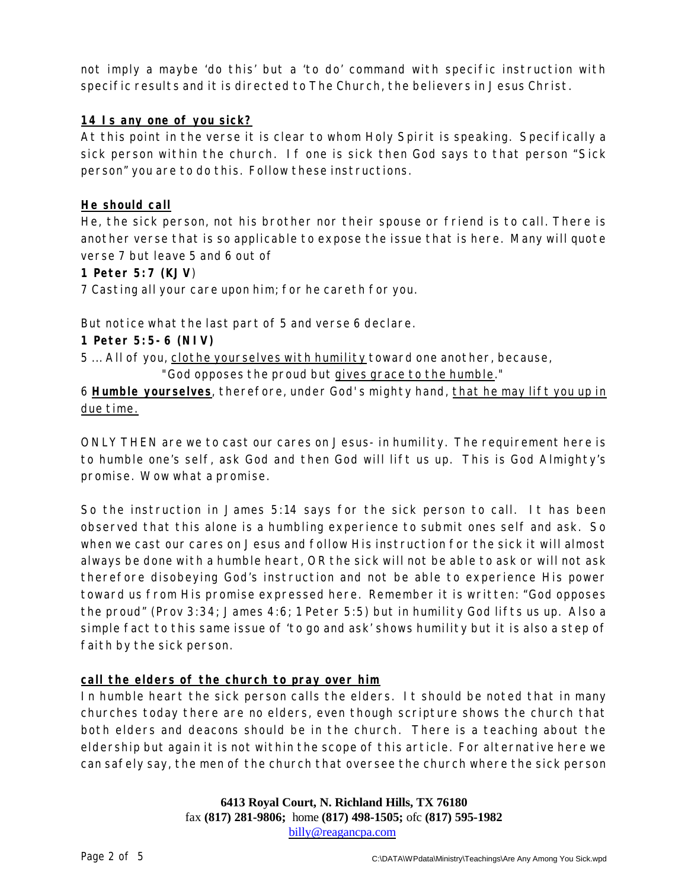not imply a maybe 'do this' but a 'to do' command with specific instruction with specific results and it is directed to The Church, the believers in Jesus Christ.

**14 Is any one of you sick?**

At this point in the verse it is clear to whom Holy Spirit is speaking. Specifically a sick person within the church. If one is sick then God says to that person "Sick person" you are to do this. Follow these instructions.

**He should call**

He, the sick person, not his brother nor their spouse or friend is to call. There is another verse that is so applicable to expose the issue that is here. Many will quote verse 7 but leave 5 and 6 out of

**1 Peter 5:7 (KJV**)

7 Casting all your care upon him; for he careth for you.

But notice what the last part of 5 and verse 6 declare.

**1 Peter 5:5-6 (NIV)**

5 ... All of you, clothe yourselves with humility toward one another, because,

"God opposes the proud but gives grace to the humble."

6 **Humble yourselves**, therefore, under God's mighty hand, that he may lift you up in due time.

ONLY THEN are we to cast our cares on Jesus- in humility. The requirement here is to humble one's self, ask God and then God will lift us up. This is God Almighty's promise. Wow what a promise.

So the instruction in James 5:14 says for the sick person to call. It has been observed that this alone is a humbling experience to submit ones self and ask. So when we cast our cares on Jesus and follow His instruction for the sick it will almost always be done with a humble heart, OR the sick will not be able to ask or will not ask therefore disobeying God's instruction and not be able to experience His power toward us from His promise expressed here. Remember it is written: "God opposes the proud" (Prov 3:34; James 4:6; 1 Peter 5:5) but in humility God lifts us up. Also a simple fact to this same issue of 'to go and ask' shows humility but it is also a step of faith by the sick person.

**call the elders of the church to pray over him**

In humble heart the sick person calls the elders. It should be noted that in many churches today there are no elders, even though scripture shows the church that both elders and deacons should be in the church. There is a teaching about the eldership but again it is not within the scope of this article. For alternative here we can safely say, the men of the church that oversee the church where the sick person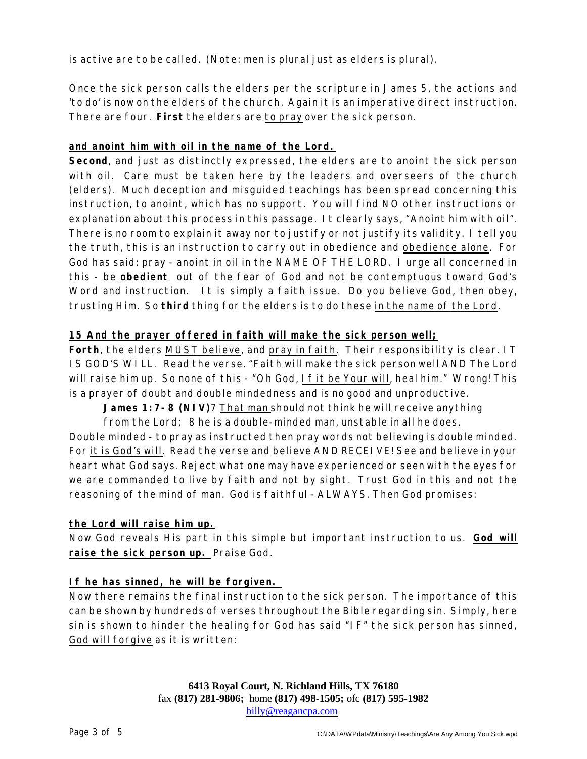is active are to be called. (Note: men is plural just as elders is plural).

Once the sick person calls the elders per the scripture in James 5, the actions and 'to do' is now on the elders of the church. Again it is an imperative direct instruction. There are four. **First** the elders are <u>to pray</u> over the sick person.

**<u>and anoint him with oil in the name of the Lord.</u>**

**Second**, and just as distinctly expressed, the elders are <u>to anoint</u> the sick person with oil. Care must be taken here by the leaders and overseers of the church (elders). Much deception and misguided teachings has been spread concerning this instruction, to anoint, which has no support. You will find NO other instructions or explanation about this process in this passage. It clearly says, "Anoint him with oil". There is no room to explain it away nor to justify or not justify its validity. I tell you the truth, this is an instruction to carry out in obedience and <u>obedience alone</u>. For God has said: pray - anoint in oil in the NAME OF THE LORD. I urge all concerned in this - be **<u>obedient</u>** out of the fear of God and not be contemptuous toward God's Word and instruction. It is simply a faith issue. Do you believe God, then obey, trusting Him. So **third** thing for the elders is to do these <u>in the name of the Lord</u>.

**<u>15 And the prayer offered in faith will make the sick person well;</u>**

**Forth**, the elders <u>MUST believe</u>, and <u>pray in faith</u>. Their responsibility is clear. IT IS GOD'S WILL. Read the verse. "Faith will make the sick person well AND The Lord will raise him up. So none of this - "Oh God, <u>If it be Your will</u>, heal him." Wrong! This is a prayer of doubt and double mindedness and is no good and unproductive.

> **James 1:7-8 (NIV)** 7 <u>That man</u> should not think he will receive anything from the Lord; 8 he is a double-minded man, unstable in all he does.

Double minded - to pray as instructed then pray words not believing is double minded. For <u>it is God's will</u>. Read the verse and believe AND RECEIVE! See and believe in your heart what God says. Reject what one may have experienced or seen with the eyes for we are commanded to live by faith and not by sight. Trust God in this and not the reasoning of the mind of man. God is faithful - ALWAYS. Then God promises:

**<u>the Lord will raise him up.</u>**

Now God reveals His part in this simple but important instruction to us. **<u>God will raise the sick person up.</u>** Praise God.

**<u>If he has sinned, he will be forgiven.</u>**

Now there remains the final instruction to the sick person. The importance of this can be shown by hundreds of verses throughout the Bible regarding sin. Simply, here sin is shown to hinder the healing for God has said "IF" the sick person has sinned, <u>God will forgive</u> as it is written: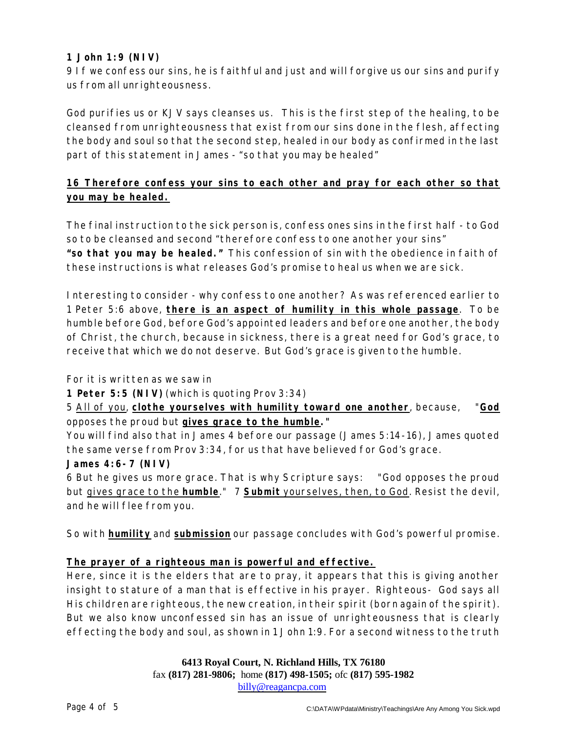**1 John 1:9 (NIV)**
9 If we confess our sins, he is faithful and just and will forgive us our sins and purify us from all unrighteousness.

God purifies us or KJV says cleanses us. This is the first step of the healing, to be cleansed from unrighteousness that exist from our sins done in the flesh, affecting the body and soul so that the second step, healed in our body as confirmed in the last part of this statement in James - "so that you may be healed"

<u>**16 Therefore confess your sins to each other and pray for each other so that you may be healed.**</u>

The final instruction to the sick person is, confess ones sins in the first half - to God so to be cleansed and second "therefore confess to one another your sins" **"so that you may be healed."** This confession of sin with the obedience in faith of these instructions is what releases God's promise to heal us when we are sick.

Interesting to consider - why confess to one another? As was referenced earlier to 1 Peter 5:6 above, <u>**there is an aspect of humility in this whole passage**</u>. To be humble before God, before God's appointed leaders and before one another, the body of Christ, the church, because in sickness, there is a great need for God's grace, to receive that which we do not deserve. But God's grace is given to the humble.

For it is written as we saw in
**1 Peter 5:5 (NIV)** (which is quoting Prov 3:34)
5 <u>All of you</u>, <u>**clothe yourselves with humility toward one another**</u>, because, "<u>**God**</u> opposes the proud but <u>**gives grace to the humble**</u>**.**"
You will find also that in James 4 before our passage (James 5:14-16), James quoted the same verse from Prov 3:34, for us that have believed for God's grace.
**James 4:6-7 (NIV)**
6 But he gives us more grace. That is why Scripture says: "God opposes the proud but <u>gives grace to the **humble**</u>." 7 <u>**Submit** yourselves, then, to God</u>. Resist the devil, and he will flee from you.

So with <u>**humility**</u> and <u>**submission**</u> our passage concludes with God's powerful promise.

<u>**The prayer of a righteous man is powerful and effective.**</u>
Here, since it is the elders that are to pray, it appears that this is giving another insight to stature of a man that is effective in his prayer. Righteous- God says all His children are righteous, the new creation, in their spirit (born again of the spirit). But we also know unconfessed sin has an issue of unrighteousness that is clearly effecting the body and soul, as shown in 1 John 1:9. For a second witness to the truth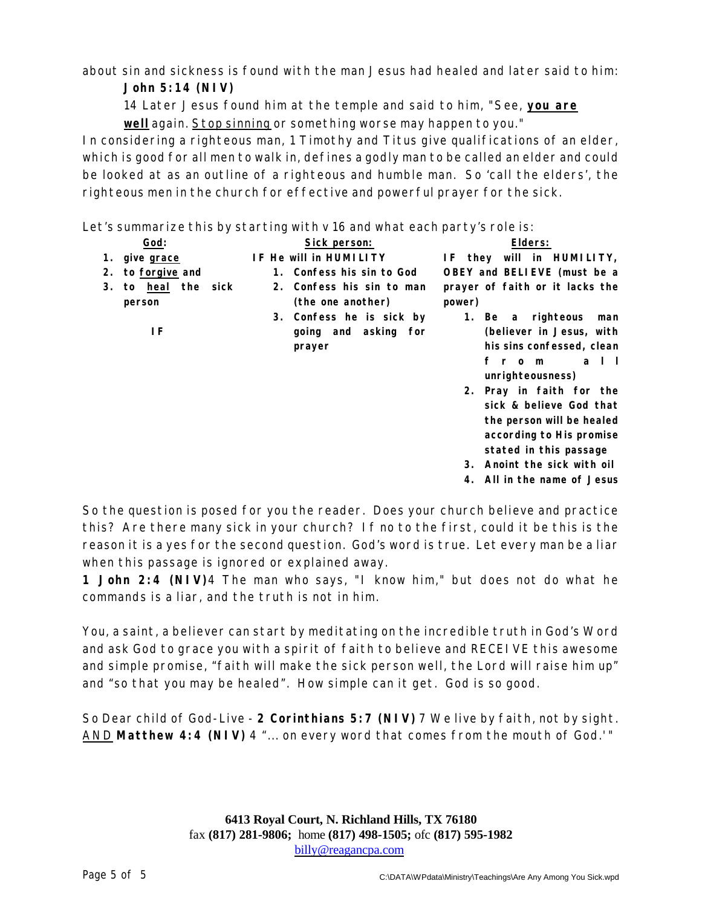about sin and sickness is found with the man Jesus had healed and later said to him:

**John 5:14 (NIV)**

14 Later Jesus found him at the temple and said to him, "See, **you are well** again. Stop sinning or something worse may happen to you."

In considering a righteous man, 1 Timothy and Titus give qualifications of an elder, which is good for all men to walk in, defines a godly man to be called an elder and could be looked at as an outline of a righteous and humble man. So 'call the elders', the righteous men in the church for effective and powerful prayer for the sick.

Let's summarize this by starting with v 16 and what each party's role is:

| **God:** | **Sick person:** | **Elders:** |
|---|---|---|
| 1. give grace<br>2. to forgive and<br>3. to heal the sick person<br><br>IF | IF He will in HUMILITY<br>1. Confess his sin to God<br>2. Confess his sin to man (the one another)<br>3. Confess he is sick by going and asking for prayer | IF they will in HUMILITY, OBEY and BELIEVE (must be a prayer of faith or it lacks the power)<br>1. Be a righteous man (believer in Jesus, with his sins confessed, clean from all unrighteousness)<br>2. Pray in faith for the sick & believe God that the person will be healed according to His promise stated in this passage<br>3. Anoint the sick with oil<br>4. All in the name of Jesus |

So the question is posed for you the reader. Does your church believe and practice this? Are there many sick in your church? If no to the first, could it be this is the reason it is a yes for the second question. God's word is true. Let every man be a liar when this passage is ignored or explained away.

**1 John 2:4 (NIV)**4 The man who says, "I know him," but does not do what he commands is a liar, and the truth is not in him.

You, a saint, a believer can start by meditating on the incredible truth in God's Word and ask God to grace you with a spirit of faith to believe and RECEIVE this awesome and simple promise, "faith will make the sick person well, the Lord will raise him up" and "so that you may be healed". How simple can it get. God is so good.

So Dear child of God-Live - **2 Corinthians 5:7 (NIV)** 7 We live by faith, not by sight. AND **Matthew 4:4 (NIV)** 4 "... on every word that comes from the mouth of God.'"

**6413 Royal Court, N. Richland Hills, TX 76180**
fax **(817) 281-9806;** home **(817) 498-1505;** ofc **(817) 595-1982**
billy@reagancpa.com